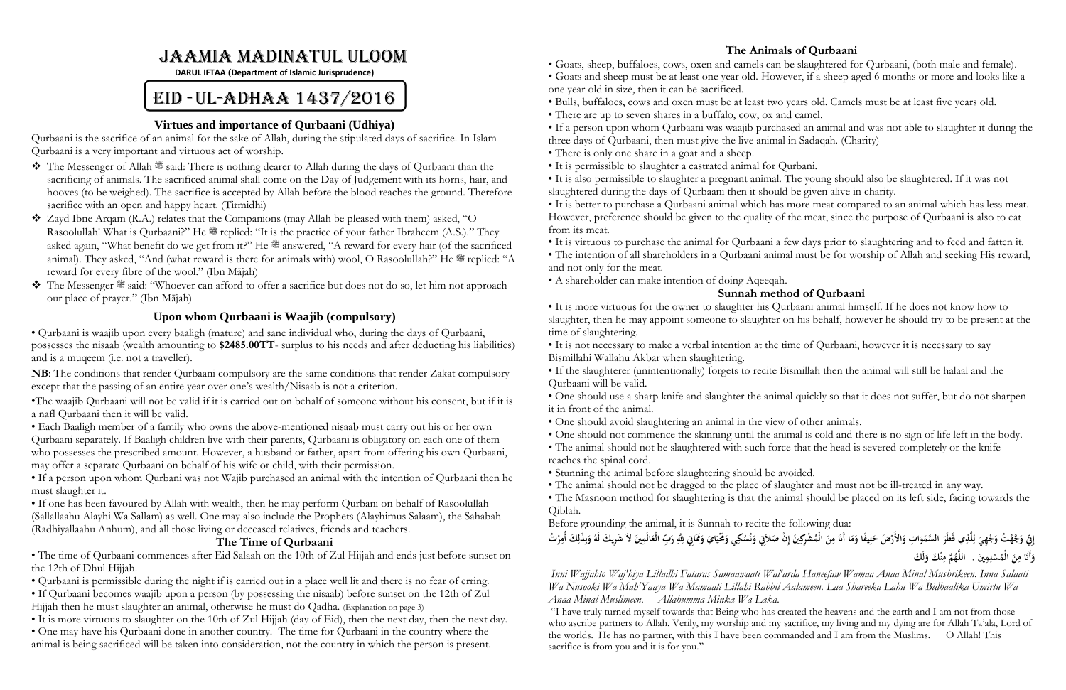# JAAMIA MADINATUL ULOOM

**DARUL IFTAA (Department of Islamic Jurisprudence)**

# EID -UL-ADHAA 1437/2016

## Virtues and importance of Qurbaani (Udhiya)

Qurbaani is the sacrifice of an animal for the sake of Allah, during the stipulated days of sacrifice. In Islam Qurbaani is a very important and virtuous act of worship.

- The Messenger of Allah ﷺ said: There is nothing dearer to Allah during the days of Qurbaani than the sacrificing of animals. The sacrificed animal shall come on the Day of Judgement with its horns, hair, and hooves (to be weighed). The sacrifice is accepted by Allah before the blood reaches the ground. Therefore sacrifice with an open and happy heart. (Tirmidhi)
- Zayd Ibne Arqam (R.A.) relates that the Companions (may Allah be pleased with them) asked, "O Rasoolullah! What is Qurbaani?" He ﷺ replied: "It is the practice of your father Ibraheem (A.S.)." They asked again, "What benefit do we get from it?" He ﷺ answered, "A reward for every hair (of the sacrificed animal). They asked, "And (what reward is there for animals with) wool, O Rasoolullah?" He ﷺ replied: "A reward for every fibre of the wool." (Ibn Mājah)
- The Messenger ﷺ said: "Whoever can afford to offer a sacrifice but does not do so, let him not approach our place of prayer." (Ibn Mājah)

## Upon whom Qurbaani is Waajib (compulsory)

• Qurbaani is waajib upon every baaligh (mature) and sane individual who, during the days of Qurbaani, possesses the nisaab (wealth amounting to **$2485.00TT**- surplus to his needs and after deducting his liabilities) and is a muqeem (i.e. not a traveller).

**NB**: The conditions that render Qurbaani compulsory are the same conditions that render Zakat compulsory except that the passing of an entire year over one's wealth/Nisaab is not a criterion.

•The waajib Qurbaani will not be valid if it is carried out on behalf of someone without his consent, but if it is a nafl Qurbaani then it will be valid.

• Each Baaligh member of a family who owns the above-mentioned nisaab must carry out his or her own Qurbaani separately. If Baaligh children live with their parents, Qurbaani is obligatory on each one of them who possesses the prescribed amount. However, a husband or father, apart from offering his own Qurbaani, may offer a separate Qurbaani on behalf of his wife or child, with their permission.

• If a person upon whom Qurbani was not Wajib purchased an animal with the intention of Qurbaani then he must slaughter it.

• If one has been favoured by Allah with wealth, then he may perform Qurbani on behalf of Rasoolullah (Sallallaahu Alayhi Wa Sallam) as well. One may also include the Prophets (Alayhimus Salaam), the Sahabah (Radhiyallaahu Anhum), and all those living or deceased relatives, friends and teachers.

### The Time of Qurbaani

• The time of Qurbaani commences after Eid Salaah on the 10th of Zul Hijjah and ends just before sunset on the 12th of Dhul Hijjah.

• Qurbaani is permissible during the night if is carried out in a place well lit and there is no fear of erring.

• If Qurbaani becomes waajib upon a person (by possessing the nisaab) before sunset on the 12th of Zul Hijjah then he must slaughter an animal, otherwise he must do Qadha. (Explanation on page 3)

• It is more virtuous to slaughter on the 10th of Zul Hijjah (day of Eid), then the next day, then the next day.

• One may have his Qurbaani done in another country. The time for Qurbaani in the country where the animal is being sacrificed will be taken into consideration, not the country in which the person is present.

### The Animals of Qurbaani

• Goats, sheep, buffaloes, cows, oxen and camels can be slaughtered for Qurbaani, (both male and female).

• Goats and sheep must be at least one year old. However, if a sheep aged 6 months or more and looks like a one year old in size, then it can be sacrificed.

• Bulls, buffaloes, cows and oxen must be at least two years old. Camels must be at least five years old.

• There are up to seven shares in a buffalo, cow, ox and camel.

• If a person upon whom Qurbaani was waajib purchased an animal and was not able to slaughter it during the three days of Qurbaani, then must give the live animal in Sadaqah. (Charity)

• There is only one share in a goat and a sheep.

• It is permissible to slaughter a castrated animal for Qurbani.

• It is also permissible to slaughter a pregnant animal. The young should also be slaughtered. If it was not slaughtered during the days of Qurbaani then it should be given alive in charity.

• It is better to purchase a Qurbaani animal which has more meat compared to an animal which has less meat. However, preference should be given to the quality of the meat, since the purpose of Qurbaani is also to eat from its meat.

• It is virtuous to purchase the animal for Qurbaani a few days prior to slaughtering and to feed and fatten it.

• The intention of all shareholders in a Qurbaani animal must be for worship of Allah and seeking His reward, and not only for the meat.

• A shareholder can make intention of doing Aqeeqah.

### Sunnah method of Qurbaani

• It is more virtuous for the owner to slaughter his Qurbaani animal himself. If he does not know how to slaughter, then he may appoint someone to slaughter on his behalf, however he should try to be present at the time of slaughtering.

• It is not necessary to make a verbal intention at the time of Qurbaani, however it is necessary to say Bismillahi Wallahu Akbar when slaughtering.

• If the slaughterer (unintentionally) forgets to recite Bismillah then the animal will still be halaal and the Qurbaani will be valid.

• One should use a sharp knife and slaughter the animal quickly so that it does not suffer, but do not sharpen it in front of the animal.

• One should avoid slaughtering an animal in the view of other animals.

• One should not commence the skinning until the animal is cold and there is no sign of life left in the body.

• The animal should not be slaughtered with such force that the head is severed completely or the knife reaches the spinal cord.

• Stunning the animal before slaughtering should be avoided.

• The animal should not be dragged to the place of slaughter and must not be ill-treated in any way.

• The Masnoon method for slaughtering is that the animal should be placed on its left side, facing towards the Qiblah.

Before grounding the animal, it is Sunnah to recite the following dua:

إِنِّي وَجَّهْتُ وَجْهِيَ لِلَّذِي فَطَرَ السَّمَوَاتِ وَالأَرْضَ حَنِيفًا وَمَا أَنَا مِنَ الْمُشْرِكِينَ إِنَّ صَلاتِي وَنُسُكِي وَمَحْيَايَ وَمَمَاتِي لِلَّهِ رَبِّ الْعَالَمِينَ لاَ شَرِيكَ لَهُ وَبِذَلِكَ أُمِرْتُ وَأَنَا مِنَ الْمُسْلِمِينَ . اللَّهُمَّ مِنْكَ وَلَكَ

*Inni Wajjahto Waj'hiya Lilladhi Fataras Samaawaati Wal'arda Haneefaw Wamaa Anaa Minal Mushrikeen. Inna Salaati Wa Nusooki Wa Mah'Yaaya Wa Mamaati Lillahi Rabbil Aalameen. Laa Shareeka Lahu Wa Bidhaalika Umirtu Wa Anaa Minal Muslimeen. Allahumma Minka Wa Laka.*

"I have truly turned myself towards that Being who has created the heavens and the earth and I am not from those who ascribe partners to Allah. Verily, my worship and my sacrifice, my living and my dying are for Allah Ta'ala, Lord of the worlds. He has no partner, with this I have been commanded and I am from the Muslims. O Allah! This sacrifice is from you and it is for you."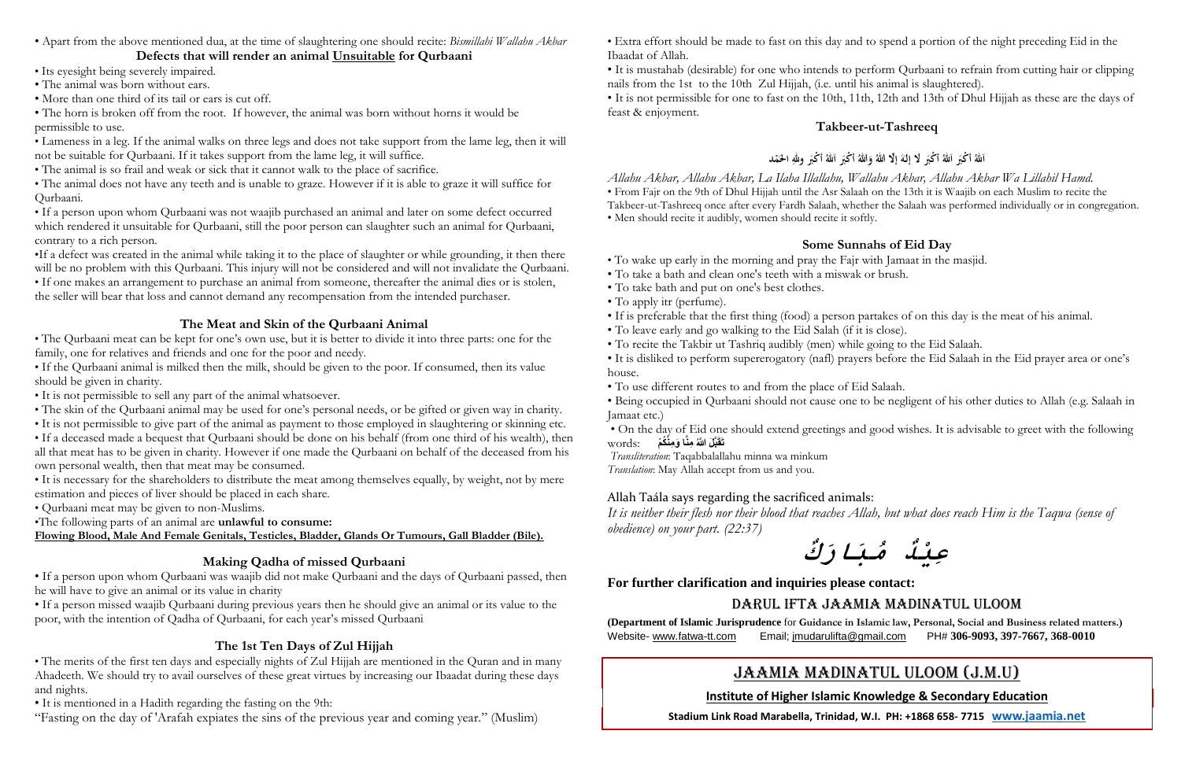• Apart from the above mentioned dua, at the time of slaughtering one should recite: *Bismillahi Wallahu Akbar*

### Defects that will render an animal Unsuitable for Qurbaani

• Its eyesight being severely impaired.

• The animal was born without ears.

• More than one third of its tail or ears is cut off.

• The horn is broken off from the root. If however, the animal was born without horns it would be permissible to use.

• Lameness in a leg. If the animal walks on three legs and does not take support from the lame leg, then it will not be suitable for Qurbaani. If it takes support from the lame leg, it will suffice.

• The animal is so frail and weak or sick that it cannot walk to the place of sacrifice.

• The animal does not have any teeth and is unable to graze. However if it is able to graze it will suffice for Qurbaani.

• If a person upon whom Qurbaani was not waajib purchased an animal and later on some defect occurred which rendered it unsuitable for Qurbaani, still the poor person can slaughter such an animal for Qurbaani, contrary to a rich person.

•If a defect was created in the animal while taking it to the place of slaughter or while grounding, it then there will be no problem with this Qurbaani. This injury will not be considered and will not invalidate the Qurbaani.

• If one makes an arrangement to purchase an animal from someone, thereafter the animal dies or is stolen, the seller will bear that loss and cannot demand any recompensation from the intended purchaser.

### The Meat and Skin of the Qurbaani Animal

• The Qurbaani meat can be kept for one's own use, but it is better to divide it into three parts: one for the family, one for relatives and friends and one for the poor and needy.

• If the Qurbaani animal is milked then the milk, should be given to the poor. If consumed, then its value should be given in charity.

• It is not permissible to sell any part of the animal whatsoever.

• The skin of the Qurbaani animal may be used for one's personal needs, or be gifted or given way in charity.

• It is not permissible to give part of the animal as payment to those employed in slaughtering or skinning etc.

• If a deceased made a bequest that Qurbaani should be done on his behalf (from one third of his wealth), then all that meat has to be given in charity. However if one made the Qurbaani on behalf of the deceased from his own personal wealth, then that meat may be consumed.

• It is necessary for the shareholders to distribute the meat among themselves equally, by weight, not by mere estimation and pieces of liver should be placed in each share.

• Qurbaani meat may be given to non-Muslims.

•The following parts of an animal are **unlawful to consume:**

**Flowing Blood, Male And Female Genitals, Testicles, Bladder, Glands Or Tumours, Gall Bladder (Bile).**

### Making Qadha of missed Qurbaani

• If a person upon whom Qurbaani was waajib did not make Qurbaani and the days of Qurbaani passed, then he will have to give an animal or its value in charity

• If a person missed waajib Qurbaani during previous years then he should give an animal or its value to the poor, with the intention of Qadha of Qurbaani, for each year's missed Qurbaani

### The 1st Ten Days of Zul Hijjah

• The merits of the first ten days and especially nights of Zul Hijjah are mentioned in the Quran and in many Ahadeeth. We should try to avail ourselves of these great virtues by increasing our Ibaadat during these days and nights.

• It is mentioned in a Hadith regarding the fasting on the 9th:

"Fasting on the day of 'Arafah expiates the sins of the previous year and coming year." (Muslim)

• Extra effort should be made to fast on this day and to spend a portion of the night preceding Eid in the Ibaadat of Allah.

• It is mustahab (desirable) for one who intends to perform Qurbaani to refrain from cutting hair or clipping nails from the 1st to the 10th Zul Hijjah, (i.e. until his animal is slaughtered).

• It is not permissible for one to fast on the 10th, 11th, 12th and 13th of Dhul Hijjah as these are the days of feast & enjoyment.

### Takbeer-ut-Tashreeq

اَللّٰهُ أَكْبَر اَللّٰهُ أَكْبَر لَا إِلٰهَ إِلَّا اللّٰهُ وَاللّٰهُ أَكْبَر اَللّٰهُ أَكْبَر وللهِ الحَمْد

*Allahu Akbar, Allahu Akbar, La Ilaha Illallahu, Wallahu Akbar, Allahu Akbar Wa Lillahil Hamd.*

• From Fajr on the 9th of Dhul Hijjah until the Asr Salaah on the 13th it is Waajib on each Muslim to recite the Takbeer-ut-Tashreeq once after every Fardh Salaah, whether the Salaah was performed individually or in congregation.

• Men should recite it audibly, women should recite it softly.

### Some Sunnahs of Eid Day

• To wake up early in the morning and pray the Fajr with Jamaat in the masjid.

• To take a bath and clean one's teeth with a miswak or brush.

• To take bath and put on one's best clothes.

• To apply itr (perfume).

• If is preferable that the first thing (food) a person partakes of on this day is the meat of his animal.

• To leave early and go walking to the Eid Salah (if it is close).

• To recite the Takbir ut Tashriq audibly (men) while going to the Eid Salaah.

• It is disliked to perform supererogatory (nafl) prayers before the Eid Salaah in the Eid prayer area or one's house.

• To use different routes to and from the place of Eid Salaah.

• Being occupied in Qurbaani should not cause one to be negligent of his other duties to Allah (e.g. Salaah in Jamaat etc.)

• On the day of Eid one should extend greetings and good wishes. It is advisable to greet with the following words: تَقَبَّلَ اللّٰهُ مِنَّا وَمِنْكُمْ

*Transliteration*: Taqabbalallahu minna wa minkum

*Translation*: May Allah accept from us and you.

Allah Taála says regarding the sacrificed animals:

*It is neither their flesh nor their blood that reaches Allah, but what does reach Him is the Taqwa (sense of obedience) on your part. (22:37)*

عِيْدٌ مُبَارَكٌ

**For further clarification and inquiries please contact:**

## DARUL IFTA JAAMIA MADINATUL ULOOM

**(Department of Islamic Jurisprudence for Guidance in Islamic law, Personal, Social and Business related matters.)**
Website- www.fatwa-tt.com Email; jmudarulifta@gmail.com PH# **306-9093, 397-7667, 368-0010**

## JAAMIA MADINATUL ULOOM (J.M.U)

**Institute of Higher Islamic Knowledge & Secondary Education**

**Stadium Link Road Marabella, Trinidad, W.I. PH: +1868 658- 7715 www.jaamia.net**